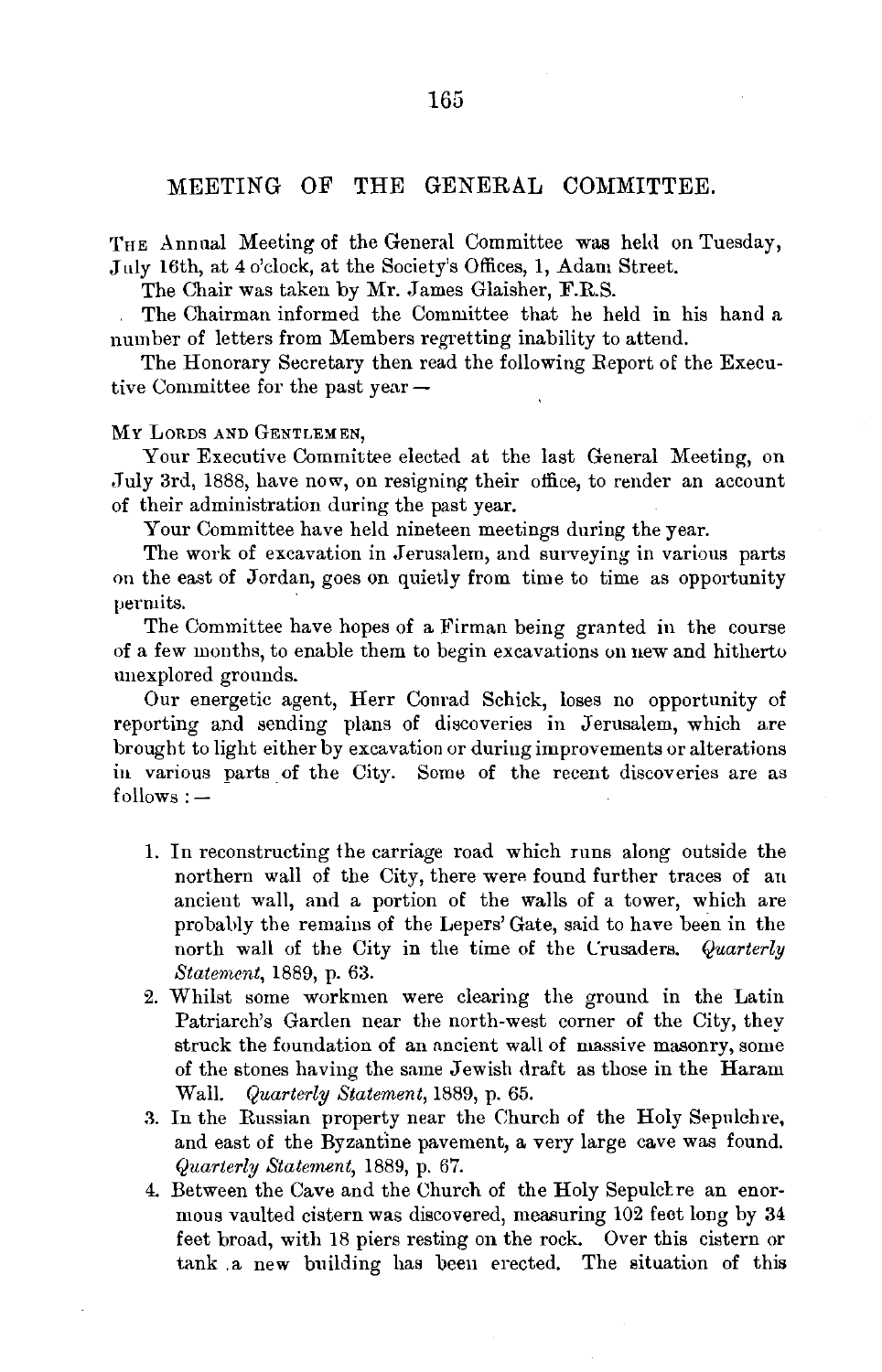# MEETING OF THE GENERAL COMMITTEE.

THE Annual Meeting of the General Committee was held on Tuesday, July 16th, at 4 o'clock, at the Society's Offices, 1, Adam Street.

The Chair was taken by Mr. James Glaisher, F.R.S.

The Chairman informed the Committee that he held in his hand a number of letters from Members regretting inability to attend.

The Honorary Secretary then read the following Report of the Executive Committee for the past year—

MY LORDS AND GENTLEMEN,

Your Executive Committee elected at the last General Meeting, on July 3rd, 1888, have now, on resigning their office, to render an account of their administration during the past year.

Your Committee have held nineteen meetings during the year.

The work of excavation in Jerusalem, and surveying in various parts on the east of Jordan, goes on quietly from time to time as opportunity permits.

The Committee have hopes of a Firman being granted in the course of a few months, to enable them to begin excavations on new and hitherto unexplored grounds.

Our energetic agent, Herr Conrad Schick, loses no opportunity of reporting and sending plans of discoveries in Jerusalem, which are brought to light either by excavation or during improvements or alterations in various parts of the City. Some of the recent discoveries are as follows:—

1. In reconstructing the carriage road which runs along outside the northern wall of the City, there were found further traces of an ancient wall, and a portion of the walls of a tower, which are probably the remains of the Lepers' Gate, said to have been in the north wall of the City in the time of the Crusaders. *Quarterly Statement*, 1889, p. 63.
2. Whilst some workmen were clearing the ground in the Latin Patriarch's Garden near the north-west corner of the City, they struck the foundation of an ancient wall of massive masonry, some of the stones having the same Jewish draft as those in the Haram Wall. *Quarterly Statement*, 1889, p. 65.
3. In the Russian property near the Church of the Holy Sepulchre, and east of the Byzantine pavement, a very large cave was found. *Quarterly Statement*, 1889, p. 67.
4. Between the Cave and the Church of the Holy Sepulchre an enormous vaulted cistern was discovered, measuring 102 feet long by 34 feet broad, with 18 piers resting on the rock. Over this cistern or tank a new building has been erected. The situation of this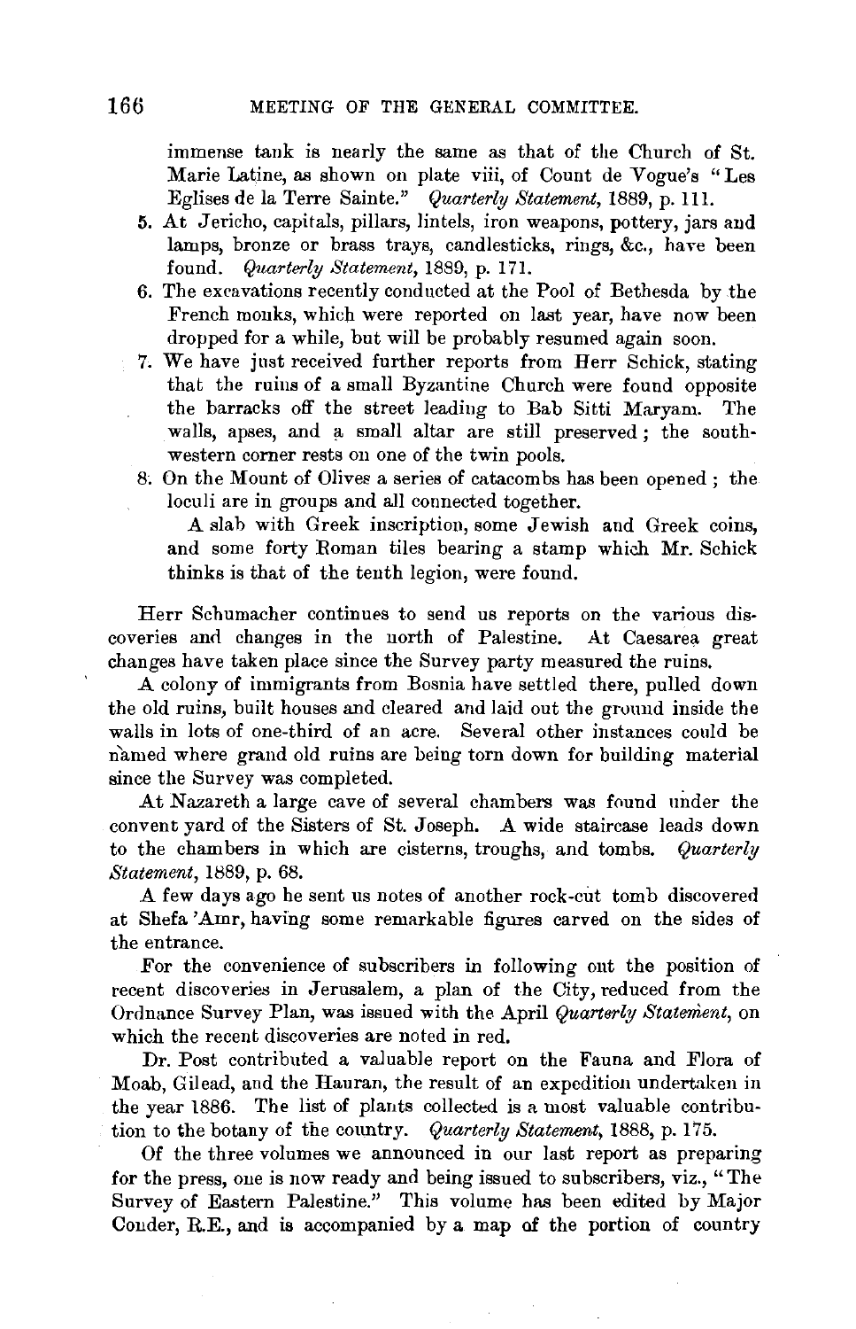immense tank is nearly the same as that of the Church of St. Marie Latine, as shown on plate viii, of Count de Vogue's "Les Eglises de la Terre Sainte." *Quarterly Statement*, 1889, p. 111.

5. At Jericho, capitals, pillars, lintels, iron weapons, pottery, jars and lamps, bronze or brass trays, candlesticks, rings, &c., have been found. *Quarterly Statement*, 1889, p. 171.
6. The excavations recently conducted at the Pool of Bethesda by the French monks, which were reported on last year, have now been dropped for a while, but will be probably resumed again soon.
7. We have just received further reports from Herr Schick, stating that the ruins of a small Byzantine Church were found opposite the barracks off the street leading to Bab Sitti Maryam. The walls, apses, and a small altar are still preserved; the south-western corner rests on one of the twin pools.
8. On the Mount of Olives a series of catacombs has been opened; the loculi are in groups and all connected together.

   A slab with Greek inscription, some Jewish and Greek coins, and some forty Roman tiles bearing a stamp which Mr. Schick thinks is that of the tenth legion, were found.

Herr Schumacher continues to send us reports on the various discoveries and changes in the north of Palestine. At Caesarea great changes have taken place since the Survey party measured the ruins.

A colony of immigrants from Bosnia have settled there, pulled down the old ruins, built houses and cleared and laid out the ground inside the walls in lots of one-third of an acre. Several other instances could be named where grand old ruins are being torn down for building material since the Survey was completed.

At Nazareth a large cave of several chambers was found under the convent yard of the Sisters of St. Joseph. A wide staircase leads down to the chambers in which are cisterns, troughs, and tombs. *Quarterly Statement*, 1889, p. 68.

A few days ago he sent us notes of another rock-cut tomb discovered at Shefa 'Amr, having some remarkable figures carved on the sides of the entrance.

For the convenience of subscribers in following out the position of recent discoveries in Jerusalem, a plan of the City, reduced from the Ordnance Survey Plan, was issued with the April *Quarterly Statement*, on which the recent discoveries are noted in red.

Dr. Post contributed a valuable report on the Fauna and Flora of Moab, Gilead, and the Hauran, the result of an expedition undertaken in the year 1886. The list of plants collected is a most valuable contribution to the botany of the country. *Quarterly Statement*, 1888, p. 175.

Of the three volumes we announced in our last report as preparing for the press, one is now ready and being issued to subscribers, viz., "The Survey of Eastern Palestine." This volume has been edited by Major Conder, R.E., and is accompanied by a map of the portion of country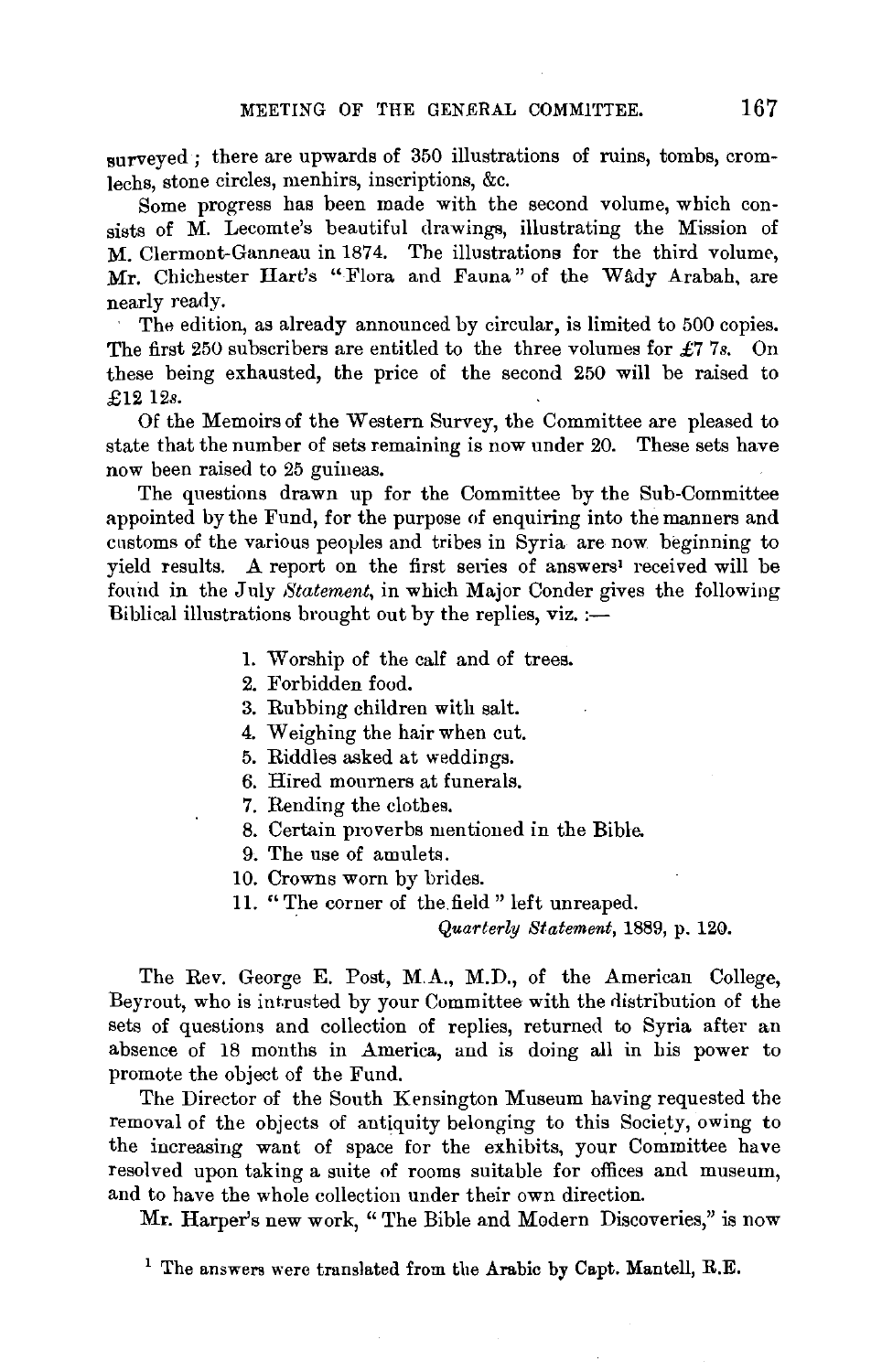surveyed; there are upwards of 350 illustrations of ruins, tombs, cromlechs, stone circles, menhirs, inscriptions, &c.

Some progress has been made with the second volume, which consists of M. Lecomte's beautiful drawings, illustrating the Mission of M. Clermont-Ganneau in 1874. The illustrations for the third volume, Mr. Chichester Hart's "Flora and Fauna" of the Wâdy Arabah, are nearly ready.

The edition, as already announced by circular, is limited to 500 copies. The first 250 subscribers are entitled to the three volumes for £7 7*s.* On these being exhausted, the price of the second 250 will be raised to £12 12*s.*

Of the Memoirs of the Western Survey, the Committee are pleased to state that the number of sets remaining is now under 20. These sets have now been raised to 25 guineas.

The questions drawn up for the Committee by the Sub-Committee appointed by the Fund, for the purpose of enquiring into the manners and customs of the various peoples and tribes in Syria are now beginning to yield results. A report on the first series of answers[1] received will be found in the July *Statement*, in which Major Conder gives the following Biblical illustrations brought out by the replies, viz.:—

1. Worship of the calf and of trees.
2. Forbidden food.
3. Rubbing children with salt.
4. Weighing the hair when cut.
5. Riddles asked at weddings.
6. Hired mourners at funerals.
7. Rending the clothes.
8. Certain proverbs mentioned in the Bible.
9. The use of amulets.
10. Crowns worn by brides.
11. "The corner of the field" left unreaped.

*Quarterly Statement*, 1889, p. 120.

The Rev. George E. Post, M.A., M.D., of the American College, Beyrout, who is intrusted by your Committee with the distribution of the sets of questions and collection of replies, returned to Syria after an absence of 18 months in America, and is doing all in his power to promote the object of the Fund.

The Director of the South Kensington Museum having requested the removal of the objects of antiquity belonging to this Society, owing to the increasing want of space for the exhibits, your Committee have resolved upon taking a suite of rooms suitable for offices and museum, and to have the whole collection under their own direction.

Mr. Harper's new work, "The Bible and Modern Discoveries," is now

[1] The answers were translated from the Arabic by Capt. Mantell, R.E.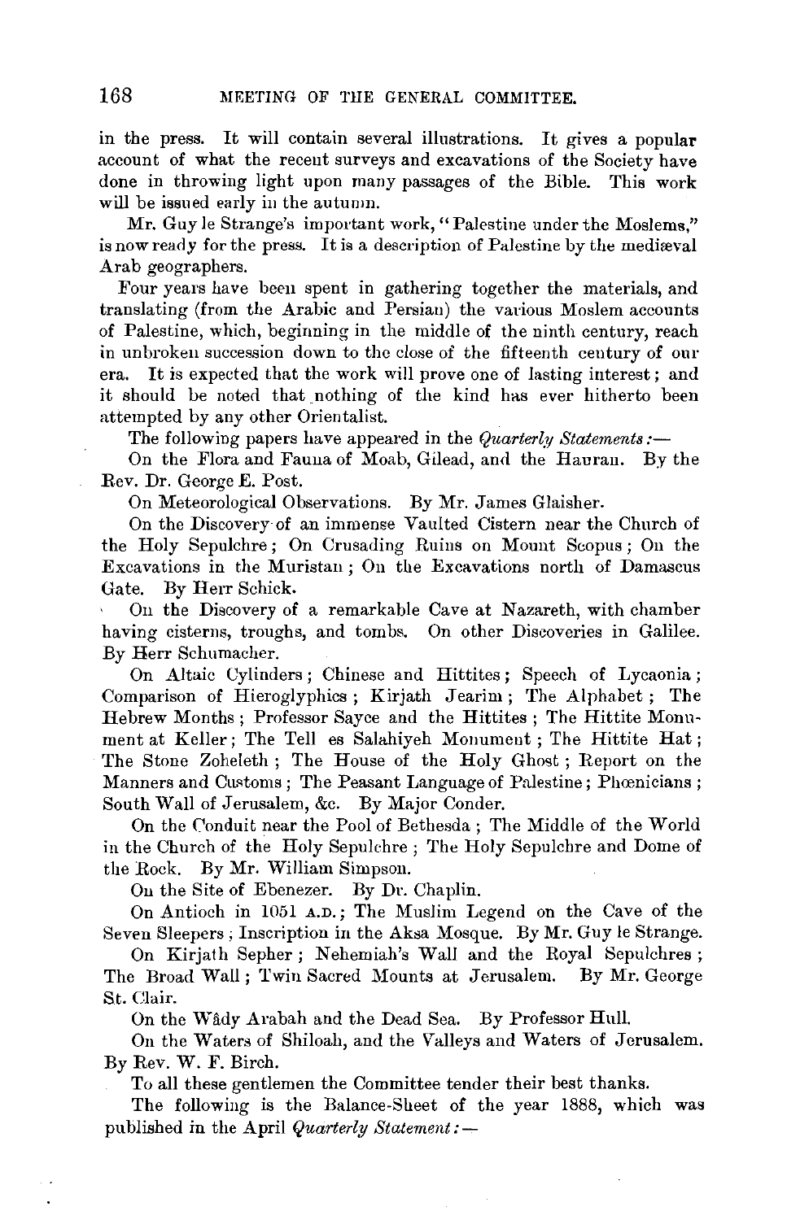in the press. It will contain several illustrations. It gives a popular account of what the recent surveys and excavations of the Society have done in throwing light upon many passages of the Bible. This work will be issued early in the autumn.

Mr. Guy le Strange's important work, "Palestine under the Moslems," is now ready for the press. It is a description of Palestine by the mediæval Arab geographers.

Four years have been spent in gathering together the materials, and translating (from the Arabic and Persian) the various Moslem accounts of Palestine, which, beginning in the middle of the ninth century, reach in unbroken succession down to the close of the fifteenth century of our era. It is expected that the work will prove one of lasting interest; and it should be noted that nothing of the kind has ever hitherto been attempted by any other Orientalist.

The following papers have appeared in the *Quarterly Statements*:—

On the Flora and Fauna of Moab, Gilead, and the Hauran. By the Rev. Dr. George E. Post.

On Meteorological Observations. By Mr. James Glaisher.

On the Discovery of an immense Vaulted Cistern near the Church of the Holy Sepulchre; On Crusading Ruins on Mount Scopus; On the Excavations in the Muristan; On the Excavations north of Damascus Gate. By Herr Schick.

On the Discovery of a remarkable Cave at Nazareth, with chamber having cisterns, troughs, and tombs. On other Discoveries in Galilee. By Herr Schumacher.

On Altaic Cylinders; Chinese and Hittites; Speech of Lycaonia; Comparison of Hieroglyphics; Kirjath Jearim; The Alphabet; The Hebrew Months; Professor Sayce and the Hittites; The Hittite Monument at Keller; The Tell es Salahiyeh Monument; The Hittite Hat; The Stone Zoheleth; The House of the Holy Ghost; Report on the Manners and Customs; The Peasant Language of Palestine; Phœnicians; South Wall of Jerusalem, &c. By Major Conder.

On the Conduit near the Pool of Bethesda; The Middle of the World in the Church of the Holy Sepulchre; The Holy Sepulchre and Dome of the Rock. By Mr. William Simpson.

On the Site of Ebenezer. By Dr. Chaplin.

On Antioch in 1051 A.D.; The Muslim Legend on the Cave of the Seven Sleepers; Inscription in the Aksa Mosque. By Mr. Guy le Strange.

On Kirjath Sepher; Nehemiah's Wall and the Royal Sepulchres; The Broad Wall; Twin Sacred Mounts at Jerusalem. By Mr. George St. Clair.

On the Wâdy Arabah and the Dead Sea. By Professor Hull.

On the Waters of Shiloah, and the Valleys and Waters of Jerusalem. By Rev. W. F. Birch.

To all these gentlemen the Committee tender their best thanks.

The following is the Balance-Sheet of the year 1888, which was published in the April *Quarterly Statement*:—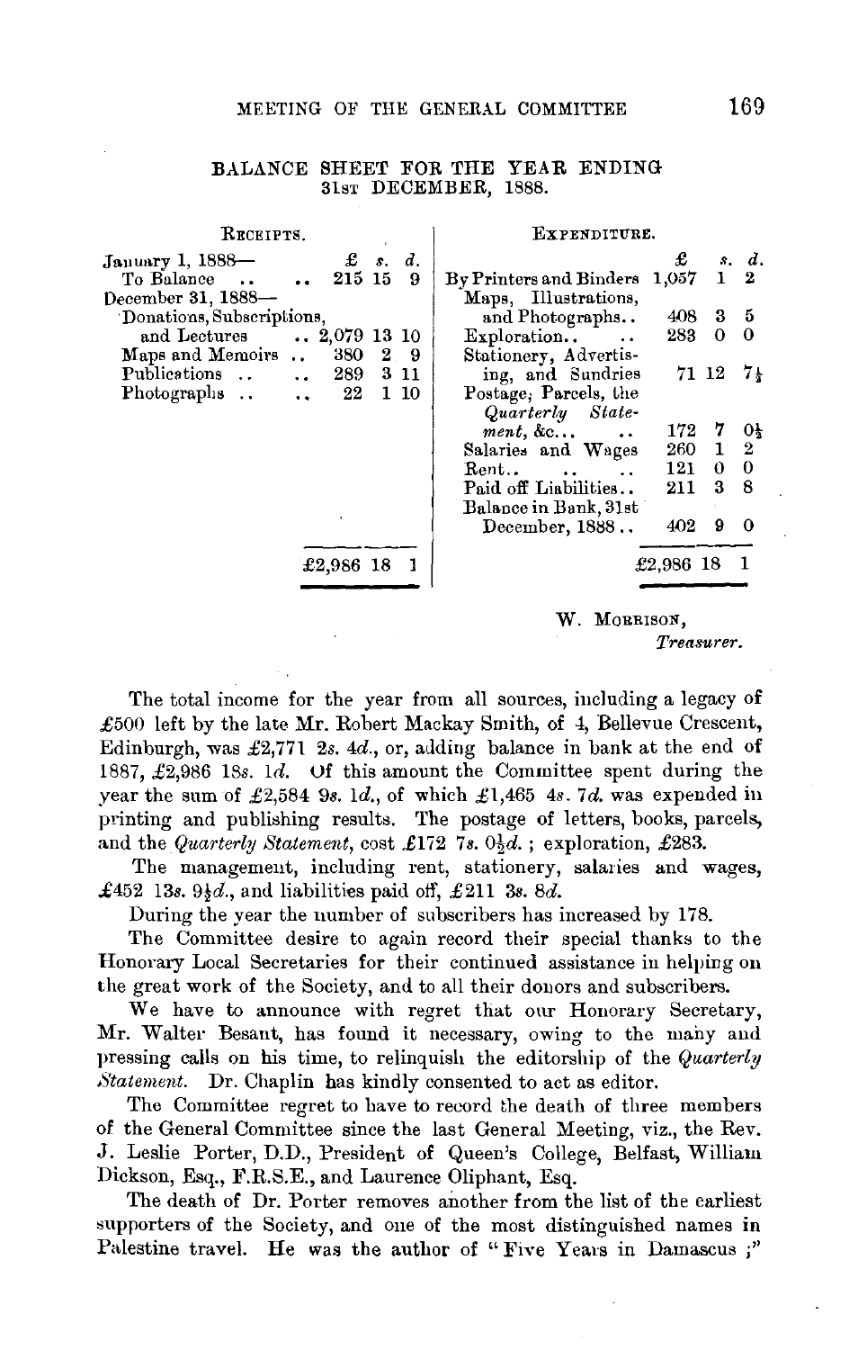## BALANCE SHEET FOR THE YEAR ENDING 31ST DECEMBER, 1888.

| RECEIPTS. | £ | s. | d. | EXPENDITURE. | £ | s. | d. |
|---|---|---|---|---|---|---|---|
| January 1, 1888— | | | | By Printers and Binders | 1,057 | 1 | 2 |
| To Balance .. .. | 215 | 15 | 9 | Maps, Illustrations, and Photographs.. | 408 | 3 | 5 |
| December 31, 1888— | | | | Exploration.. .. | 283 | 0 | 0 |
| Donations, Subscriptions, and Lectures .. | 2,079 | 13 | 10 | Stationery, Advertising, and Sundries | 71 | 12 | 7½ |
| Maps and Memoirs .. | 380 | 2 | 9 | Postage, Parcels, the *Quarterly Statement*, &c... .. | 172 | 7 | 0½ |
| Publications .. .. | 289 | 3 | 11 | Salaries and Wages | 260 | 1 | 2 |
| Photographs .. .. | 22 | 1 | 10 | Rent.. .. .. | 121 | 0 | 0 |
| | | | | Paid off Liabilities.. | 211 | 3 | 8 |
| | | | | Balance in Bank, 31st December, 1888.. | 402 | 9 | 0 |
| | £2,986 | 18 | 1 | | £2,986 | 18 | 1 |

W. MORRISON,
*Treasurer.*

The total income for the year from all sources, including a legacy of £500 left by the late Mr. Robert Mackay Smith, of 4, Bellevue Crescent, Edinburgh, was £2,771 2*s.* 4*d.*, or, adding balance in bank at the end of 1887, £2,986 18*s.* 1*d.* Of this amount the Committee spent during the year the sum of £2,584 9*s.* 1*d.*, of which £1,465 4*s.* 7*d.* was expended in printing and publishing results. The postage of letters, books, parcels, and the *Quarterly Statement*, cost £172 7*s.* 0½*d.*; exploration, £283.

The management, including rent, stationery, salaries and wages, £452 13*s.* 9½*d.*, and liabilities paid off, £211 3*s.* 8*d.*

During the year the number of subscribers has increased by 178.

The Committee desire to again record their special thanks to the Honorary Local Secretaries for their continued assistance in helping on the great work of the Society, and to all their donors and subscribers.

We have to announce with regret that our Honorary Secretary, Mr. Walter Besant, has found it necessary, owing to the many and pressing calls on his time, to relinquish the editorship of the *Quarterly Statement.* Dr. Chaplin has kindly consented to act as editor.

The Committee regret to have to record the death of three members of the General Committee since the last General Meeting, viz., the Rev. J. Leslie Porter, D.D., President of Queen's College, Belfast, William Dickson, Esq., F.R.S.E., and Laurence Oliphant, Esq.

The death of Dr. Porter removes another from the list of the earliest supporters of the Society, and one of the most distinguished names in Palestine travel. He was the author of "Five Years in Damascus;"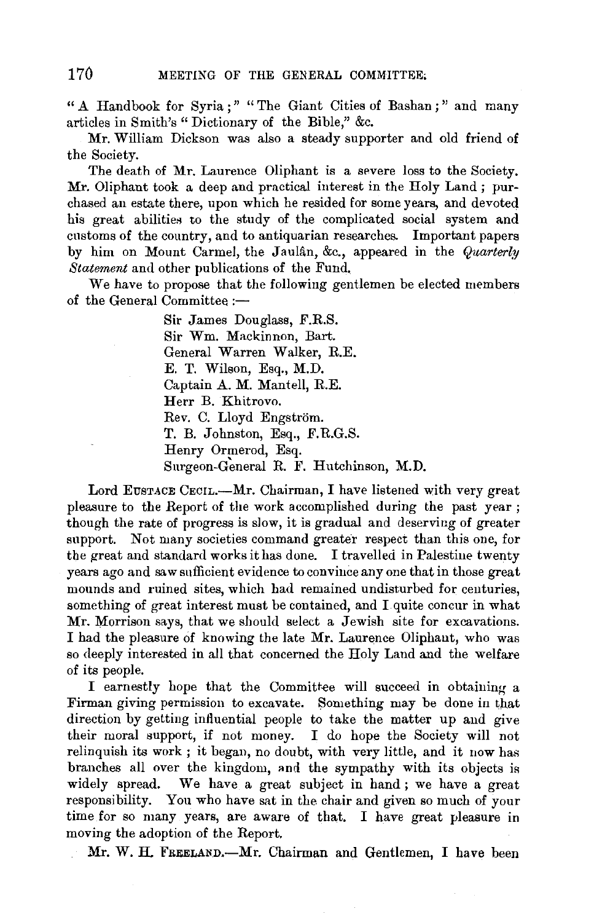"A Handbook for Syria;" "The Giant Cities of Bashan;" and many articles in Smith's "Dictionary of the Bible," &c.

Mr. William Dickson was also a steady supporter and old friend of the Society.

The death of Mr. Laurence Oliphant is a severe loss to the Society. Mr. Oliphant took a deep and practical interest in the Holy Land; purchased an estate there, upon which he resided for some years, and devoted his great abilities to the study of the complicated social system and customs of the country, and to antiquarian researches. Important papers by him on Mount Carmel, the Jaulân, &c., appeared in the *Quarterly Statement* and other publications of the Fund.

We have to propose that the following gentlemen be elected members of the General Committee:—

Sir James Douglass, F.R.S.
Sir Wm. Mackinnon, Bart.
General Warren Walker, R.E.
E. T. Wilson, Esq., M.D.
Captain A. M. Mantell, R.E.
Herr B. Khitrovo.
Rev. C. Lloyd Engström.
T. B. Johnston, Esq., F.R.G.S.
Henry Ormerod, Esq.
Surgeon-General R. F. Hutchinson, M.D.

Lord EUSTACE CECIL.—Mr. Chairman, I have listened with very great pleasure to the Report of the work accomplished during the past year; though the rate of progress is slow, it is gradual and deserving of greater support. Not many societies command greater respect than this one, for the great and standard works it has done. I travelled in Palestine twenty years ago and saw sufficient evidence to convince any one that in those great mounds and ruined sites, which had remained undisturbed for centuries, something of great interest must be contained, and I quite concur in what Mr. Morrison says, that we should select a Jewish site for excavations. I had the pleasure of knowing the late Mr. Laurence Oliphant, who was so deeply interested in all that concerned the Holy Land and the welfare of its people.

I earnestly hope that the Committee will succeed in obtaining a Firman giving permission to excavate. Something may be done in that direction by getting influential people to take the matter up and give their moral support, if not money. I do hope the Society will not relinquish its work; it began, no doubt, with very little, and it now has branches all over the kingdom, and the sympathy with its objects is widely spread. We have a great subject in hand; we have a great responsibility. You who have sat in the chair and given so much of your time for so many years, are aware of that. I have great pleasure in moving the adoption of the Report.

Mr. W. H. FREELAND.—Mr. Chairman and Gentlemen, I have been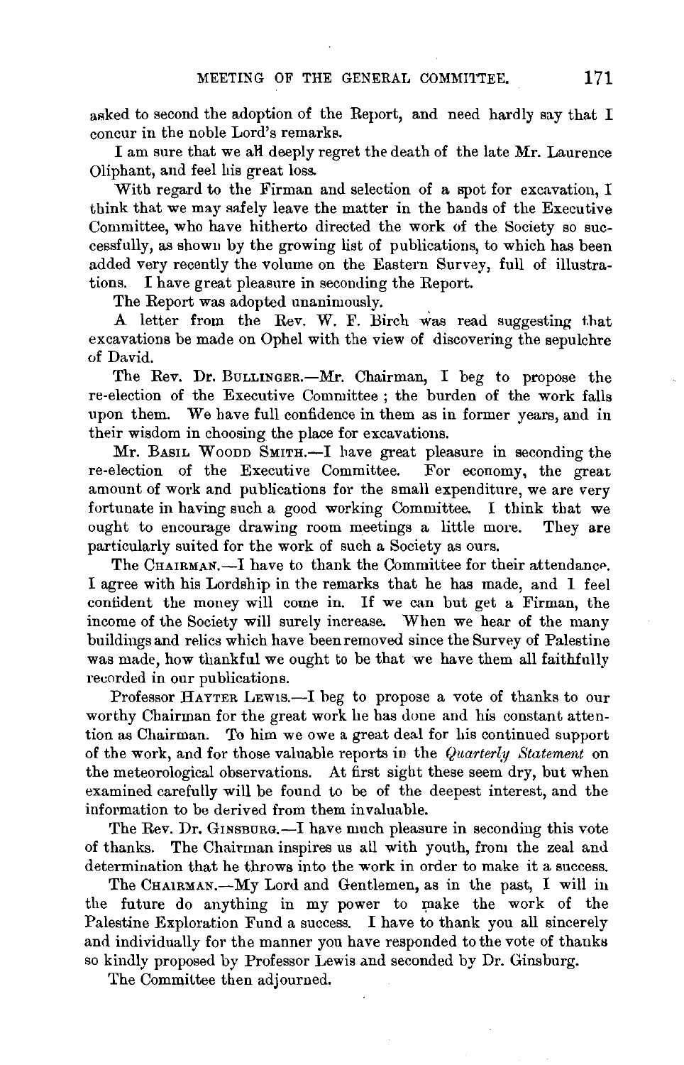asked to second the adoption of the Report, and need hardly say that I concur in the noble Lord's remarks.

I am sure that we all deeply regret the death of the late Mr. Laurence Oliphant, and feel his great loss.

With regard to the Firman and selection of a spot for excavation, I think that we may safely leave the matter in the hands of the Executive Committee, who have hitherto directed the work of the Society so successfully, as shown by the growing list of publications, to which has been added very recently the volume on the Eastern Survey, full of illustrations. I have great pleasure in seconding the Report.

The Report was adopted unanimously.

A letter from the Rev. W. F. Birch was read suggesting that excavations be made on Ophel with the view of discovering the sepulchre of David.

The Rev. Dr. BULLINGER.—Mr. Chairman, I beg to propose the re-election of the Executive Committee; the burden of the work falls upon them. We have full confidence in them as in former years, and in their wisdom in choosing the place for excavations.

Mr. BASIL WOODD SMITH.—I have great pleasure in seconding the re-election of the Executive Committee. For economy, the great amount of work and publications for the small expenditure, we are very fortunate in having such a good working Committee. I think that we ought to encourage drawing room meetings a little more. They are particularly suited for the work of such a Society as ours.

The CHAIRMAN.—I have to thank the Committee for their attendance. I agree with his Lordship in the remarks that he has made, and I feel confident the money will come in. If we can but get a Firman, the income of the Society will surely increase. When we hear of the many buildings and relics which have been removed since the Survey of Palestine was made, how thankful we ought to be that we have them all faithfully recorded in our publications.

Professor HAYTER LEWIS.—I beg to propose a vote of thanks to our worthy Chairman for the great work he has done and his constant attention as Chairman. To him we owe a great deal for his continued support of the work, and for those valuable reports in the *Quarterly Statement* on the meteorological observations. At first sight these seem dry, but when examined carefully will be found to be of the deepest interest, and the information to be derived from them invaluable.

The Rev. Dr. GINSBURG.—I have much pleasure in seconding this vote of thanks. The Chairman inspires us all with youth, from the zeal and determination that he throws into the work in order to make it a success.

The CHAIRMAN.—My Lord and Gentlemen, as in the past, I will in the future do anything in my power to make the work of the Palestine Exploration Fund a success. I have to thank you all sincerely and individually for the manner you have responded to the vote of thanks so kindly proposed by Professor Lewis and seconded by Dr. Ginsburg.

The Committee then adjourned.